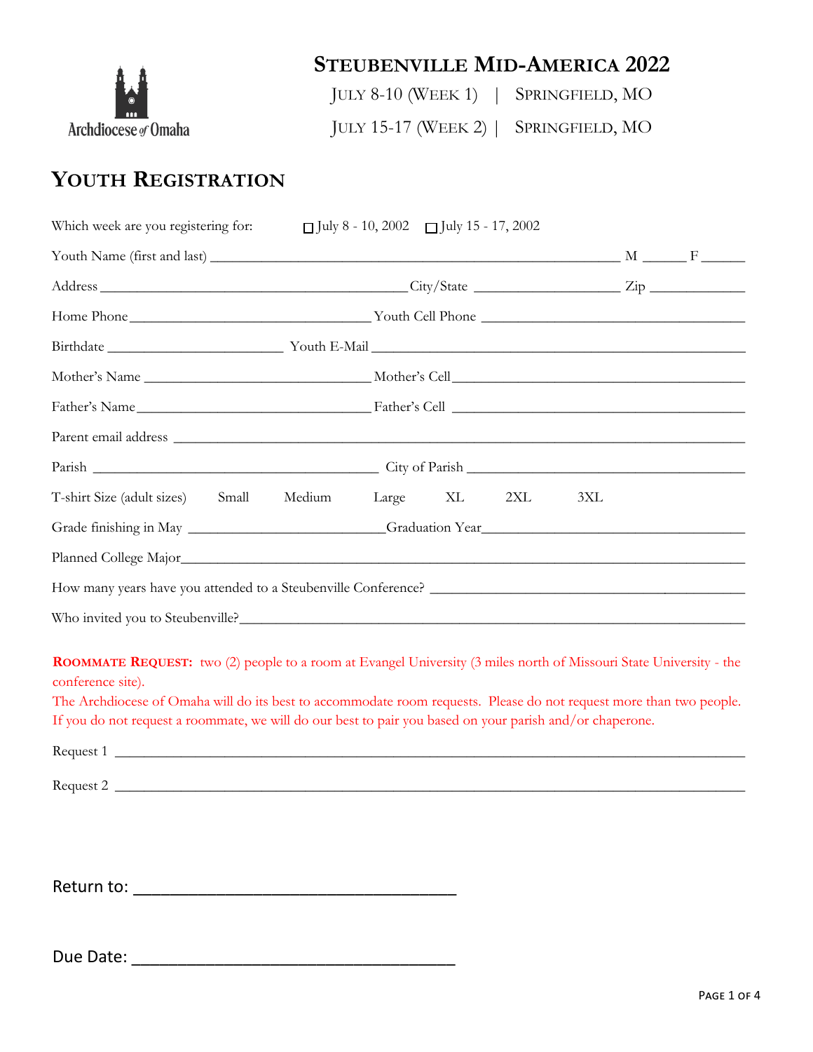Archdiocese of Omaha

# STEUBENVILLE MID-AMERICA 2022

JULY 8-10 (WEEK 1) | SPRINGFIELD, MO

JULY 15-17 (WEEK 2) | SPRINGFIELD, MO

## YOUTH REGISTRATION

Which week are you registering for: ☐ July 8 - 10, 2002 ☐ July 15 - 17, 2002

Youth Name (first and last) ________________________________________ M ______ F ______

Address ________________________________ City/State ____________________ Zip _____________

Home Phone ____________________________ Youth Cell Phone ______________________________

Birthdate ________________________ Youth E-Mail ____________________________________

Mother's Name ___________________________ Mother's Cell ________________________________

Father's Name ___________________________ Father's Cell ________________________________

Parent email address ________________________________________________________________

Parish ________________________________ City of Parish _________________________________

T-shirt Size (adult sizes) Small Medium Large XL 2XL 3XL

Grade finishing in May __________________________ Graduation Year ___________________________

Planned College Major __________________________________________________________________

How many years have you attended to a Steubenville Conference? ________________________________

Who invited you to Steubenville? _________________________________________________________

**ROOMMATE REQUEST:** two (2) people to a room at Evangel University (3 miles north of Missouri State University - the conference site).

The Archdiocese of Omaha will do its best to accommodate room requests. Please do not request more than two people. If you do not request a roommate, we will do our best to pair you based on your parish and/or chaperone.

Request 1 ____________________________________________________________________________

Request 2 ____________________________________________________________________________

Return to: ____________________________________

Due Date: ____________________________________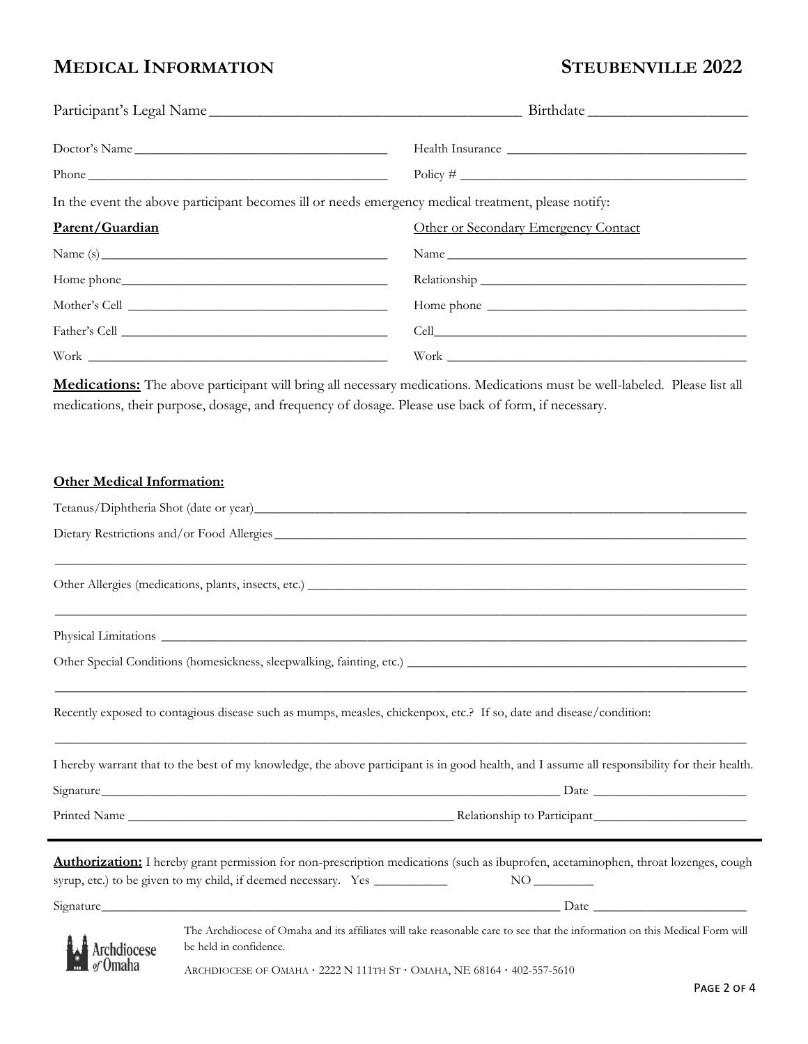# MEDICAL INFORMATION

## STEUBENVILLE 2022

Participant's Legal Name ________________________________________ Birthdate ____________________

Doctor's Name ________________________________________

Phone ____________________________________________

Health Insurance ____________________________________

Policy # ___________________________________________

In the event the above participant becomes ill or needs emergency medical treatment, please notify:

**Parent/Guardian**

Name (s) __________________________________________

Home phone ________________________________________

Mother's Cell ________________________________________

Father's Cell ________________________________________

Work _____________________________________________

Other or Secondary Emergency Contact

Name _____________________________________________

Relationship ________________________________________

Home phone ________________________________________

Cell _______________________________________________

Work ______________________________________________

**Medications:** The above participant will bring all necessary medications. Medications must be well-labeled. Please list all medications, their purpose, dosage, and frequency of dosage. Please use back of form, if necessary.

**Other Medical Information:**

Tetanus/Diphtheria Shot (date or year) ________________________________________________________________

Dietary Restrictions and/or Food Allergies ______________________________________________________________

______________________________________________________________________________________________

Other Allergies (medications, plants, insects, etc.) _______________________________________________________

______________________________________________________________________________________________

Physical Limitations _______________________________________________________________________________

Other Special Conditions (homesickness, sleepwalking, fainting, etc.) ________________________________________

______________________________________________________________________________________________

Recently exposed to contagious disease such as mumps, measles, chickenpox, etc.? If so, date and disease/condition:

______________________________________________________________________________________________

I hereby warrant that to the best of my knowledge, the above participant is in good health, and I assume all responsibility for their health.

Signature _______________________________________________________________ Date ______________________

Printed Name ____________________________________________ Relationship to Participant ______________________

---

**Authorization:** I hereby grant permission for non-prescription medications (such as ibuprofen, acetaminophen, throat lozenges, cough syrup, etc.) to be given to my child, if deemed necessary. Yes __________ NO _________

Signature _______________________________________________________________ Date ______________________

Archdiocese of Omaha

The Archdiocese of Omaha and its affiliates will take reasonable care to see that the information on this Medical Form will be held in confidence.

ARCHDIOCESE OF OMAHA · 2222 N 111TH ST · OMAHA, NE 68164 · 402-557-5610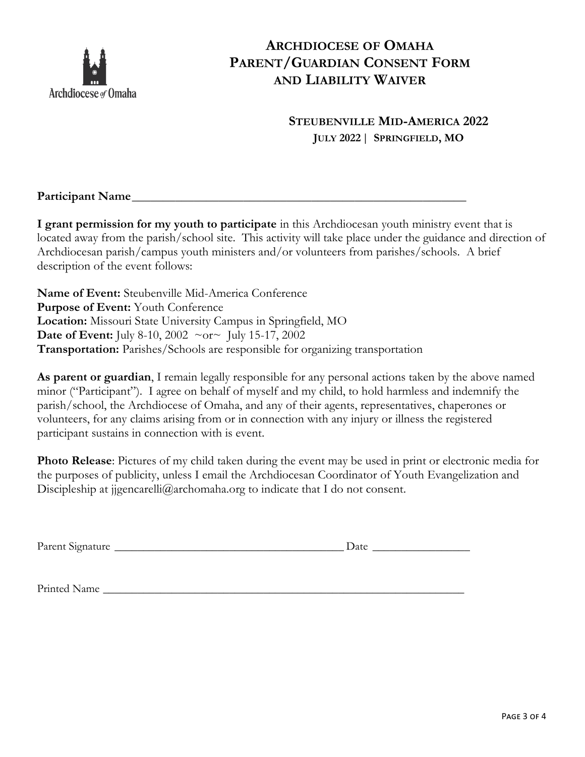Archdiocese of Omaha

# ARCHDIOCESE OF OMAHA PARENT/GUARDIAN CONSENT FORM AND LIABILITY WAIVER

### STEUBENVILLE MID-AMERICA 2022
**JULY 2022 | SPRINGFIELD, MO**

**Participant Name**_______________________________________________________

**I grant permission for my youth to participate** in this Archdiocesan youth ministry event that is located away from the parish/school site. This activity will take place under the guidance and direction of Archdiocesan parish/campus youth ministers and/or volunteers from parishes/schools. A brief description of the event follows:

**Name of Event:** Steubenville Mid-America Conference
**Purpose of Event:** Youth Conference
**Location:** Missouri State University Campus in Springfield, MO
**Date of Event:** July 8-10, 2002 ~or~ July 15-17, 2002
**Transportation:** Parishes/Schools are responsible for organizing transportation

**As parent or guardian**, I remain legally responsible for any personal actions taken by the above named minor ("Participant"). I agree on behalf of myself and my child, to hold harmless and indemnify the parish/school, the Archdiocese of Omaha, and any of their agents, representatives, chaperones or volunteers, for any claims arising from or in connection with any injury or illness the registered participant sustains in connection with is event.

**Photo Release**: Pictures of my child taken during the event may be used in print or electronic media for the purposes of publicity, unless I email the Archdiocesan Coordinator of Youth Evangelization and Discipleship at jjgencarelli@archomaha.org to indicate that I do not consent.

Parent Signature ______________________________________ Date ________________

Printed Name ___________________________________________________________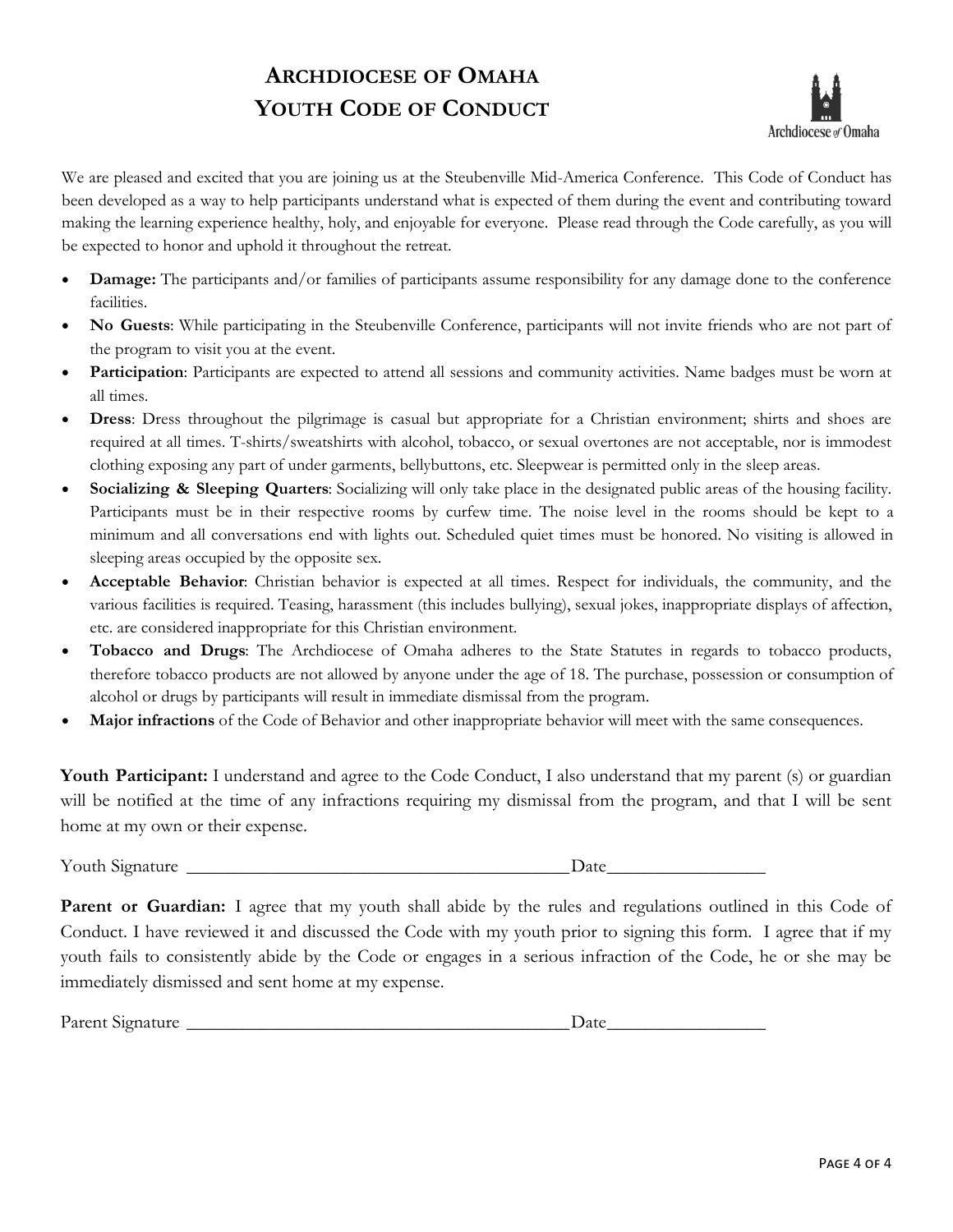# Archdiocese of Omaha
# Youth Code of Conduct

Archdiocese of Omaha

We are pleased and excited that you are joining us at the Steubenville Mid-America Conference. This Code of Conduct has been developed as a way to help participants understand what is expected of them during the event and contributing toward making the learning experience healthy, holy, and enjoyable for everyone. Please read through the Code carefully, as you will be expected to honor and uphold it throughout the retreat.

- **Damage:** The participants and/or families of participants assume responsibility for any damage done to the conference facilities.
- **No Guests**: While participating in the Steubenville Conference, participants will not invite friends who are not part of the program to visit you at the event.
- **Participation**: Participants are expected to attend all sessions and community activities. Name badges must be worn at all times.
- **Dress**: Dress throughout the pilgrimage is casual but appropriate for a Christian environment; shirts and shoes are required at all times. T-shirts/sweatshirts with alcohol, tobacco, or sexual overtones are not acceptable, nor is immodest clothing exposing any part of under garments, bellybuttons, etc. Sleepwear is permitted only in the sleep areas.
- **Socializing & Sleeping Quarters**: Socializing will only take place in the designated public areas of the housing facility. Participants must be in their respective rooms by curfew time. The noise level in the rooms should be kept to a minimum and all conversations end with lights out. Scheduled quiet times must be honored. No visiting is allowed in sleeping areas occupied by the opposite sex.
- **Acceptable Behavior**: Christian behavior is expected at all times. Respect for individuals, the community, and the various facilities is required. Teasing, harassment (this includes bullying), sexual jokes, inappropriate displays of affection, etc. are considered inappropriate for this Christian environment.
- **Tobacco and Drugs**: The Archdiocese of Omaha adheres to the State Statutes in regards to tobacco products, therefore tobacco products are not allowed by anyone under the age of 18. The purchase, possession or consumption of alcohol or drugs by participants will result in immediate dismissal from the program.
- **Major infractions** of the Code of Behavior and other inappropriate behavior will meet with the same consequences.

**Youth Participant:** I understand and agree to the Code Conduct, I also understand that my parent (s) or guardian will be notified at the time of any infractions requiring my dismissal from the program, and that I will be sent home at my own or their expense.

Youth Signature ___________________________________________ Date_________________

**Parent or Guardian:** I agree that my youth shall abide by the rules and regulations outlined in this Code of Conduct. I have reviewed it and discussed the Code with my youth prior to signing this form. I agree that if my youth fails to consistently abide by the Code or engages in a serious infraction of the Code, he or she may be immediately dismissed and sent home at my expense.

Parent Signature ___________________________________________ Date_________________